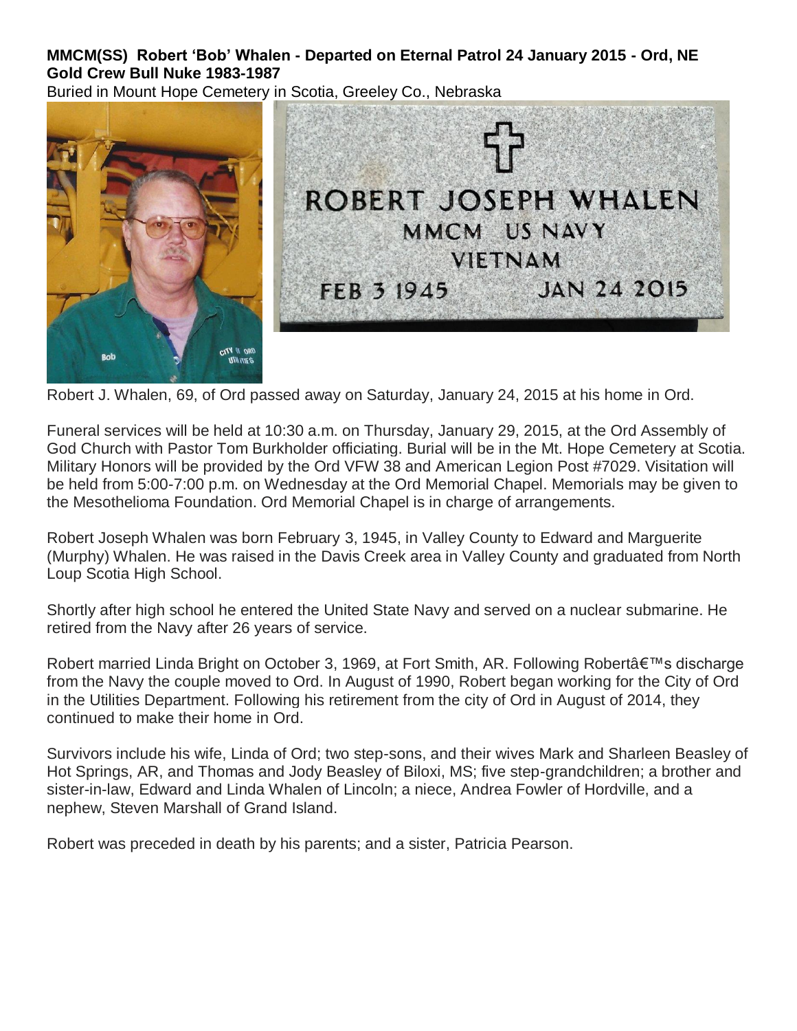**MMCM(SS) Robert 'Bob' Whalen - Departed on Eternal Patrol 24 January 2015 - Ord, NE**
**Gold Crew Bull Nuke 1983-1987**

Buried in Mount Hope Cemetery in Scotia, Greeley Co., Nebraska

ROBERT JOSEPH WHALEN
MMCM US NAVY
VIETNAM
FEB 3 1945 JAN 24 2015

Robert J. Whalen, 69, of Ord passed away on Saturday, January 24, 2015 at his home in Ord.

Funeral services will be held at 10:30 a.m. on Thursday, January 29, 2015, at the Ord Assembly of God Church with Pastor Tom Burkholder officiating. Burial will be in the Mt. Hope Cemetery at Scotia. Military Honors will be provided by the Ord VFW 38 and American Legion Post #7029. Visitation will be held from 5:00-7:00 p.m. on Wednesday at the Ord Memorial Chapel. Memorials may be given to the Mesothelioma Foundation. Ord Memorial Chapel is in charge of arrangements.

Robert Joseph Whalen was born February 3, 1945, in Valley County to Edward and Marguerite (Murphy) Whalen. He was raised in the Davis Creek area in Valley County and graduated from North Loup Scotia High School.

Shortly after high school he entered the United State Navy and served on a nuclear submarine. He retired from the Navy after 26 years of service.

Robert married Linda Bright on October 3, 1969, at Fort Smith, AR. Following Robertâ€™s discharge from the Navy the couple moved to Ord. In August of 1990, Robert began working for the City of Ord in the Utilities Department. Following his retirement from the city of Ord in August of 2014, they continued to make their home in Ord.

Survivors include his wife, Linda of Ord; two step-sons, and their wives Mark and Sharleen Beasley of Hot Springs, AR, and Thomas and Jody Beasley of Biloxi, MS; five step-grandchildren; a brother and sister-in-law, Edward and Linda Whalen of Lincoln; a niece, Andrea Fowler of Hordville, and a nephew, Steven Marshall of Grand Island.

Robert was preceded in death by his parents; and a sister, Patricia Pearson.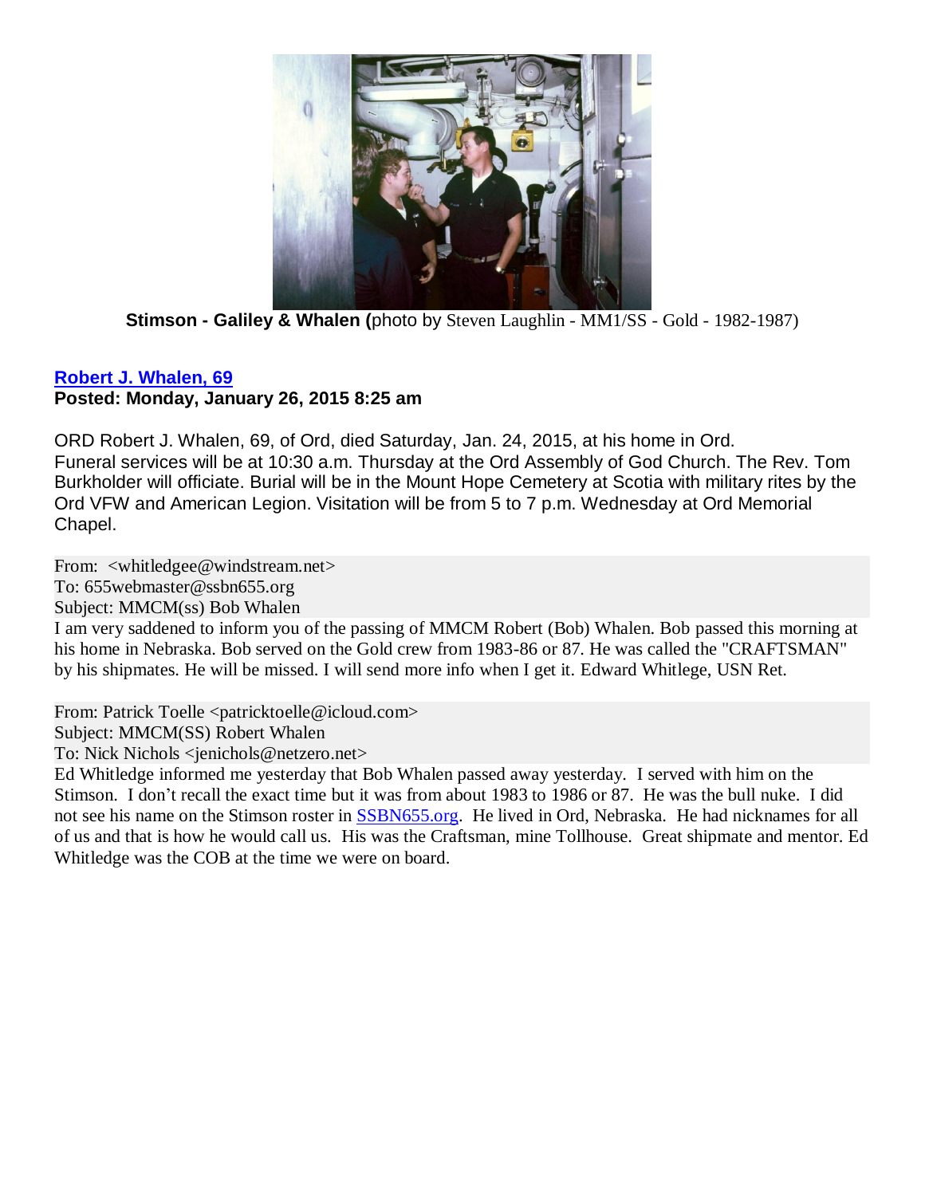**Stimson - Galiley & Whalen (**photo by Steven Laughlin - MM1/SS - Gold - 1982-1987)

## [Robert J. Whalen, 69]

**Posted: Monday, January 26, 2015 8:25 am**

ORD Robert J. Whalen, 69, of Ord, died Saturday, Jan. 24, 2015, at his home in Ord.
Funeral services will be at 10:30 a.m. Thursday at the Ord Assembly of God Church. The Rev. Tom Burkholder will officiate. Burial will be in the Mount Hope Cemetery at Scotia with military rites by the Ord VFW and American Legion. Visitation will be from 5 to 7 p.m. Wednesday at Ord Memorial Chapel.

From: <whitledgee@windstream.net>
To: 655webmaster@ssbn655.org
Subject: MMCM(ss) Bob Whalen

I am very saddened to inform you of the passing of MMCM Robert (Bob) Whalen. Bob passed this morning at his home in Nebraska. Bob served on the Gold crew from 1983-86 or 87. He was called the "CRAFTSMAN" by his shipmates. He will be missed. I will send more info when I get it. Edward Whitlege, USN Ret.

From: Patrick Toelle <patricktoelle@icloud.com>
Subject: MMCM(SS) Robert Whalen
To: Nick Nichols <jenichols@netzero.net>

Ed Whitledge informed me yesterday that Bob Whalen passed away yesterday. I served with him on the Stimson. I don't recall the exact time but it was from about 1983 to 1986 or 87. He was the bull nuke. I did not see his name on the Stimson roster in SSBN655.org. He lived in Ord, Nebraska. He had nicknames for all of us and that is how he would call us. His was the Craftsman, mine Tollhouse. Great shipmate and mentor. Ed Whitledge was the COB at the time we were on board.